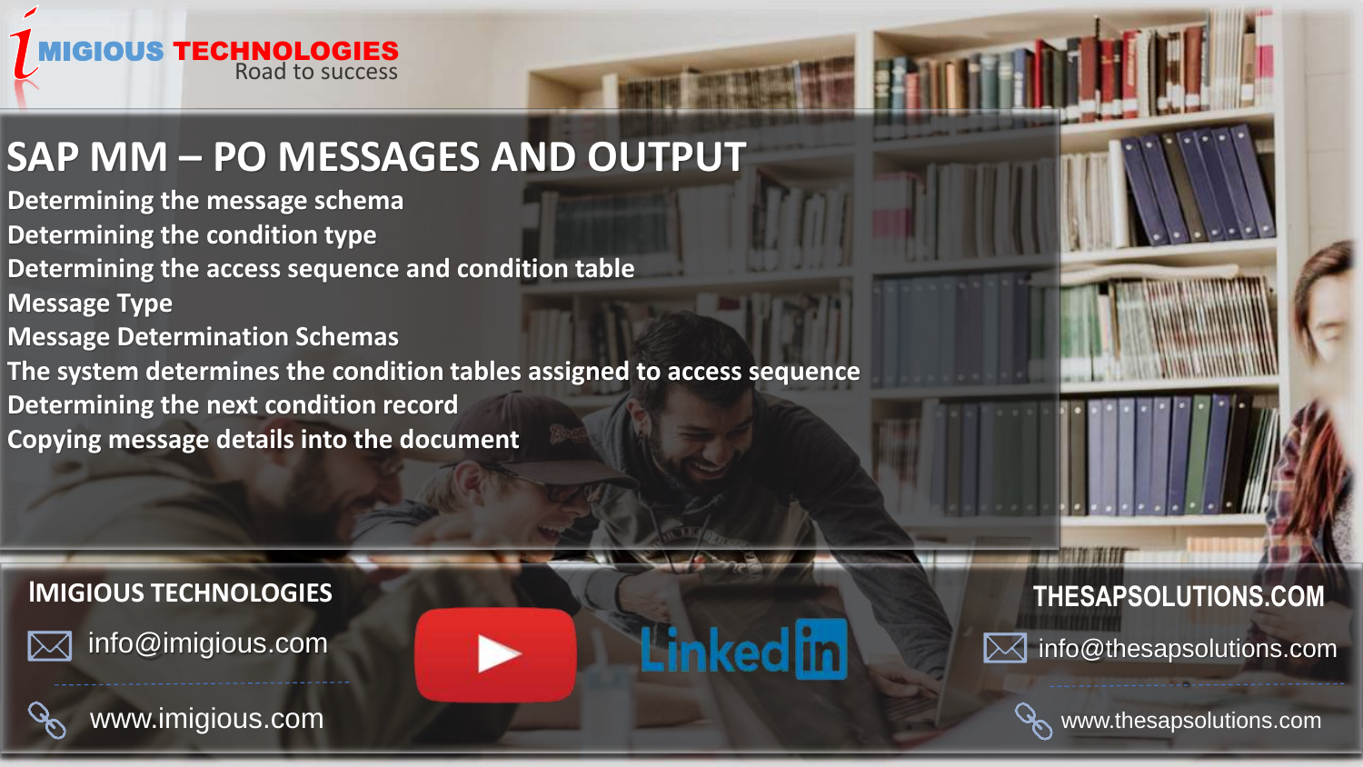IMIGIOUS TECHNOLOGIES
Road to success

# SAP MM – PO MESSAGES AND OUTPUT

**Determining the message schema**
**Determining the condition type**
**Determining the access sequence and condition table**
**Message Type**
**Message Determination Schemas**
**The system determines the condition tables assigned to access sequence**
**Determining the next condition record**
**Copying message details into the document**

**IMIGIOUS TECHNOLOGIES**

info@imigious.com

www.imigious.com

**THESAPSOLUTIONS.COM**

info@thesapsolutions.com

www.thesapsolutions.com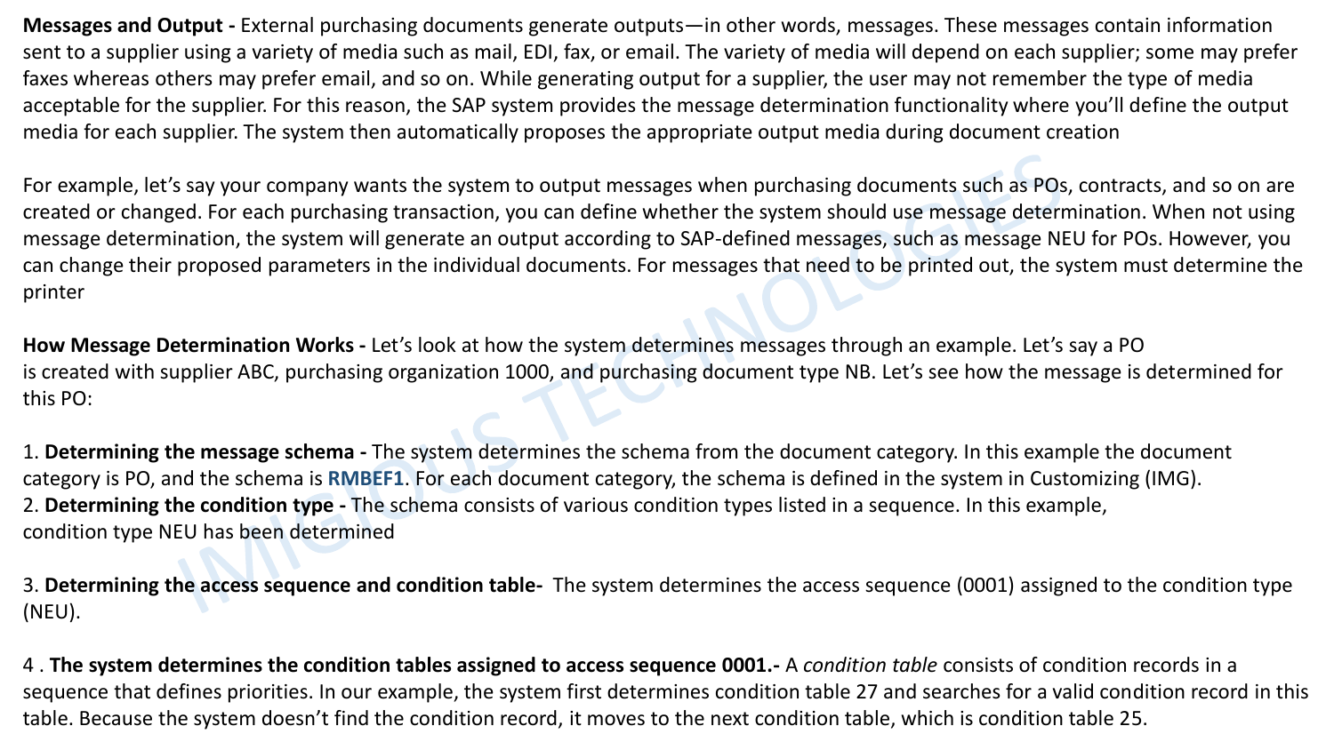**Messages and Output -** External purchasing documents generate outputs—in other words, messages. These messages contain information sent to a supplier using a variety of media such as mail, EDI, fax, or email. The variety of media will depend on each supplier; some may prefer faxes whereas others may prefer email, and so on. While generating output for a supplier, the user may not remember the type of media acceptable for the supplier. For this reason, the SAP system provides the message determination functionality where you'll define the output media for each supplier. The system then automatically proposes the appropriate output media during document creation

For example, let's say your company wants the system to output messages when purchasing documents such as POs, contracts, and so on are created or changed. For each purchasing transaction, you can define whether the system should use message determination. When not using message determination, the system will generate an output according to SAP-defined messages, such as message NEU for POs. However, you can change their proposed parameters in the individual documents. For messages that need to be printed out, the system must determine the printer

**How Message Determination Works -** Let's look at how the system determines messages through an example. Let's say a PO is created with supplier ABC, purchasing organization 1000, and purchasing document type NB. Let's see how the message is determined for this PO:

1. **Determining the message schema -** The system determines the schema from the document category. In this example the document category is PO, and the schema is **RMBEF1**. For each document category, the schema is defined in the system in Customizing (IMG).
2. **Determining the condition type -** The schema consists of various condition types listed in a sequence. In this example, condition type NEU has been determined

3. **Determining the access sequence and condition table-** The system determines the access sequence (0001) assigned to the condition type (NEU).

4 . **The system determines the condition tables assigned to access sequence 0001.-** A *condition table* consists of condition records in a sequence that defines priorities. In our example, the system first determines condition table 27 and searches for a valid condition record in this table. Because the system doesn't find the condition record, it moves to the next condition table, which is condition table 25.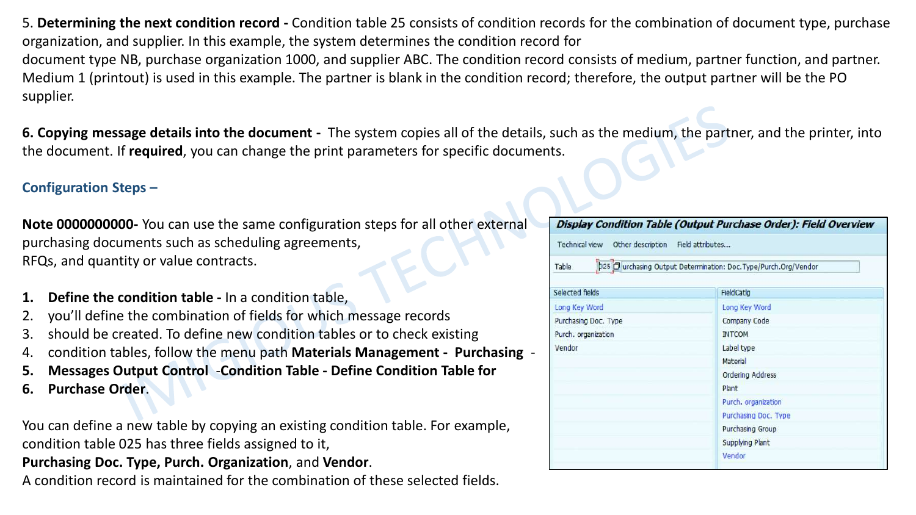5. **Determining the next condition record -** Condition table 25 consists of condition records for the combination of document type, purchase organization, and supplier. In this example, the system determines the condition record for document type NB, purchase organization 1000, and supplier ABC. The condition record consists of medium, partner function, and partner. Medium 1 (printout) is used in this example. The partner is blank in the condition record; therefore, the output partner will be the PO supplier.

6. **Copying message details into the document -** The system copies all of the details, such as the medium, the partner, and the printer, into the document. If **required**, you can change the print parameters for specific documents.

## Configuration Steps –

**Note 0000000000-** You can use the same configuration steps for all other external purchasing documents such as scheduling agreements, RFQs, and quantity or value contracts.

1. **Define the condition table -** In a condition table,
2. you'll define the combination of fields for which message records
3. should be created. To define new condition tables or to check existing
4. condition tables, follow the menu path **Materials Management - Purchasing** -
5. **Messages Output Control -Condition Table - Define Condition Table for**
6. **Purchase Order**.

You can define a new table by copying an existing condition table. For example, condition table 025 has three fields assigned to it, **Purchasing Doc. Type, Purch. Organization**, and **Vendor**. A condition record is maintained for the combination of these selected fields.

***Display Condition Table (Output Purchase Order): Field Overview***

Technical view   Other description   Field attributes...

Table: 025 Purchasing Output Determination: Doc.Type/Purch.Org/Vendor

| Selected fields | FieldCatlg |
|---|---|
| Long Key Word | Long Key Word |
| Purchasing Doc. Type | Company Code |
| Purch. organization | INTCOM |
| Vendor | Label type |
| | Material |
| | Ordering Address |
| | Plant |
| | Purch. organization |
| | Purchasing Doc. Type |
| | Purchasing Group |
| | Supplying Plant |
| | Vendor |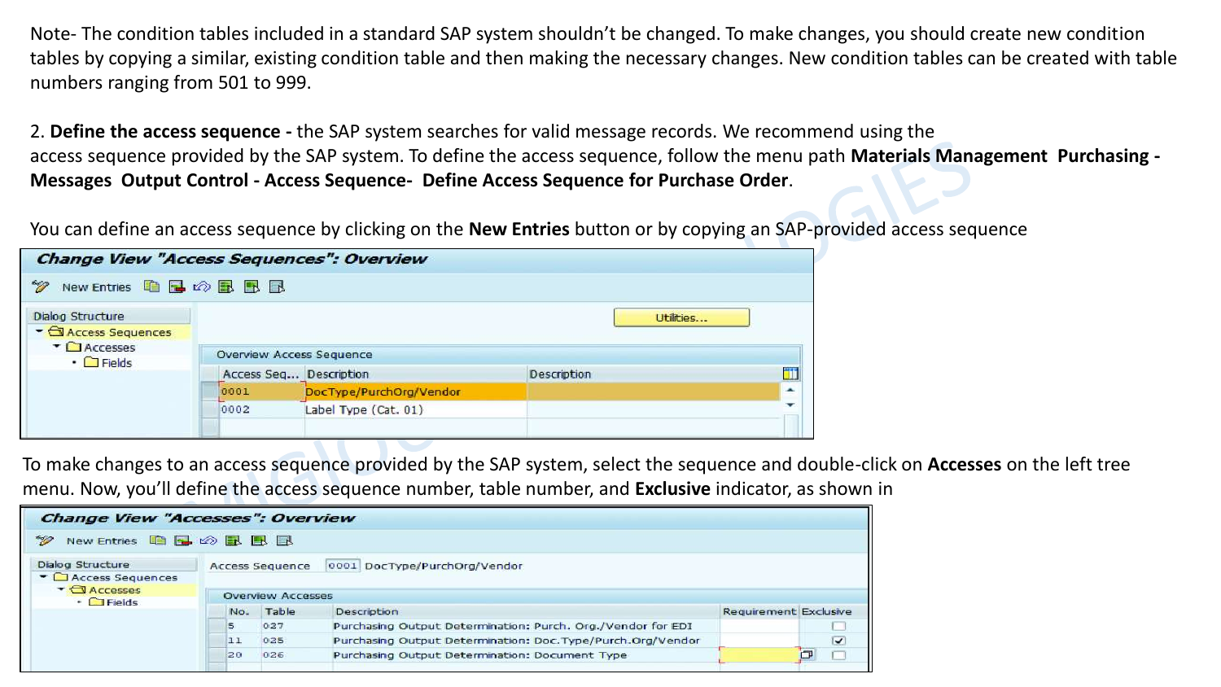Note- The condition tables included in a standard SAP system shouldn't be changed. To make changes, you should create new condition tables by copying a similar, existing condition table and then making the necessary changes. New condition tables can be created with table numbers ranging from 501 to 999.

2. **Define the access sequence -** the SAP system searches for valid message records. We recommend using the access sequence provided by the SAP system. To define the access sequence, follow the menu path **Materials Management Purchasing - Messages Output Control - Access Sequence- Define Access Sequence for Purchase Order**.

You can define an access sequence by clicking on the **New Entries** button or by copying an SAP-provided access sequence

**Change View "Access Sequences": Overview**

New Entries

Dialog Structure
- Access Sequences
  - Accesses
    - Fields

Utilities...

Overview Access Sequence

| Access Seq... | Description | Description |
| --- | --- | --- |
| 0001 | DocType/PurchOrg/Vendor | |
| 0002 | Label Type (Cat. 01) | |

To make changes to an access sequence provided by the SAP system, select the sequence and double-click on **Accesses** on the left tree menu. Now, you'll define the access sequence number, table number, and **Exclusive** indicator, as shown in

**Change View "Accesses": Overview**

New Entries

Dialog Structure
- Access Sequences
  - Accesses
    - Fields

Access Sequence 0001 DocType/PurchOrg/Vendor

Overview Accesses

| No. | Table | Description | Requirement | Exclusive |
| --- | --- | --- | --- | --- |
| 5 | 027 | Purchasing Output Determination: Purch. Org./Vendor for EDI | | ☐ |
| 11 | 025 | Purchasing Output Determination: Doc.Type/Purch.Org/Vendor | | ☑ |
| 20 | 026 | Purchasing Output Determination: Document Type | | ☐ |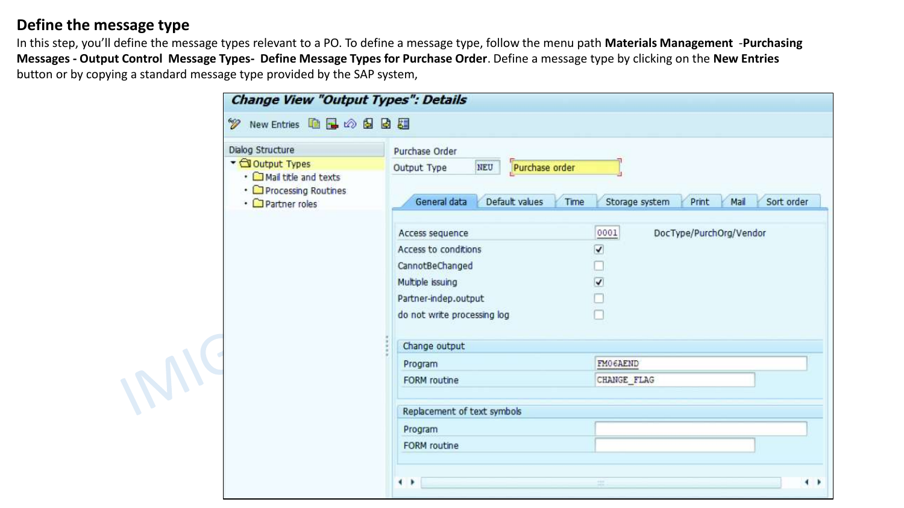## Define the message type

In this step, you'll define the message types relevant to a PO. To define a message type, follow the menu path **Materials Management -Purchasing Messages - Output Control Message Types- Define Message Types for Purchase Order**. Define a message type by clicking on the **New Entries** button or by copying a standard message type provided by the SAP system,

**Change View "Output Types": Details**

New Entries

Dialog Structure
- Output Types
  - Mail title and texts
  - Processing Routines
  - Partner roles

Purchase Order

Output Type: NEU — Purchase order

General data | Default values | Time | Storage system | Print | Mail | Sort order

| Field | Value |
| --- | --- |
| Access sequence | 0001 DocType/PurchOrg/Vendor |
| Access to conditions | ✓ |
| CannotBeChanged | |
| Multiple issuing | ✓ |
| Partner-indep.output | |
| do not write processing log | |

**Change output**

| Field | Value |
| --- | --- |
| Program | FM06AEND |
| FORM routine | CHANGE_FLAG |

**Replacement of text symbols**

| Field | Value |
| --- | --- |
| Program | |
| FORM routine | |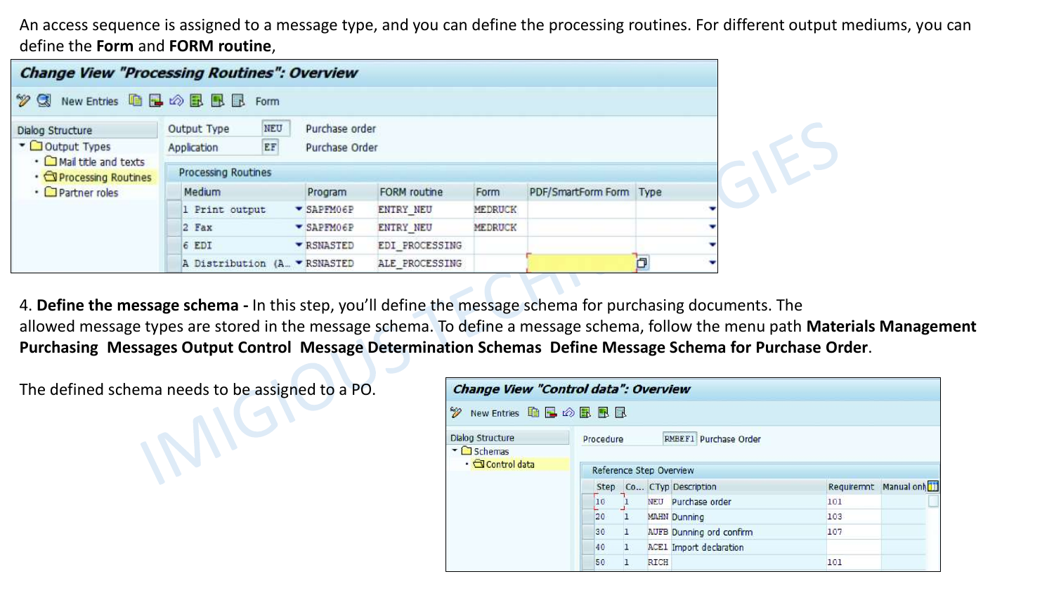An access sequence is assigned to a message type, and you can define the processing routines. For different output mediums, you can define the **Form** and **FORM routine**,

**Change View "Processing Routines": Overview**

New Entries | Form

Dialog Structure
- Output Types
  - Mail title and texts
  - Processing Routines
  - Partner roles

Output Type: NEU — Purchase order
Application: EF — Purchase Order

Processing Routines

| Medium | Program | FORM routine | Form | PDF/SmartForm Form | Type |
|---|---|---|---|---|---|
| 1 Print output | SAPFM06P | ENTRY_NEU | MEDRUCK | | |
| 2 Fax | SAPFM06P | ENTRY_NEU | MEDRUCK | | |
| 6 EDI | RSNASTED | EDI_PROCESSING | | | |
| A Distribution (A... | RSNASTED | ALE_PROCESSING | | | |

4. **Define the message schema -** In this step, you'll define the message schema for purchasing documents. The allowed message types are stored in the message schema. To define a message schema, follow the menu path **Materials Management Purchasing Messages Output Control Message Determination Schemas Define Message Schema for Purchase Order**.

The defined schema needs to be assigned to a PO.

**Change View "Control data": Overview**

New Entries

Dialog Structure
- Schemas
  - Control data

Procedure: RMBEF1 — Purchase Order

Reference Step Overview

| Step | Co... | CTyp | Description | Requirement | Manual only |
|---|---|---|---|---|---|
| 10 | 1 | NEU | Purchase order | 101 | |
| 20 | 1 | MAHN | Dunning | 103 | |
| 30 | 1 | AUFB | Dunning ord confirm | 107 | |
| 40 | 1 | ACE1 | Import declaration | | |
| 50 | 1 | RICH | | 101 | |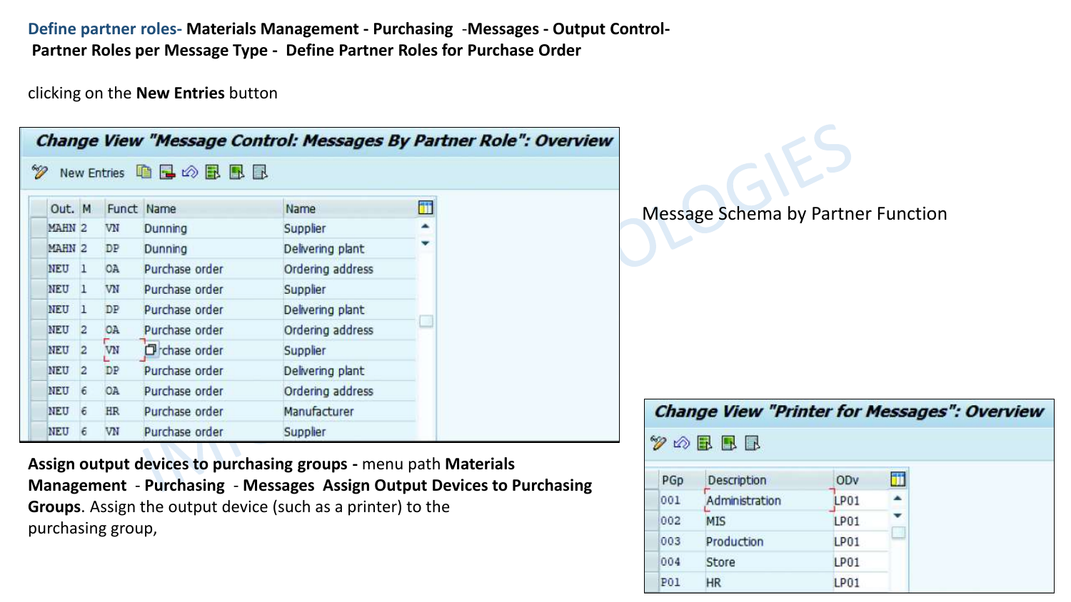**Define partner roles- Materials Management - Purchasing -Messages - Output Control- Partner Roles per Message Type - Define Partner Roles for Purchase Order**

clicking on the **New Entries** button

**Change View "Message Control: Messages By Partner Role": Overview**

New Entries

| Out. | M | Funct | Name | Name |
|---|---|---|---|---|
| MAHN | 2 | VN | Dunning | Supplier |
| MAHN | 2 | DP | Dunning | Delivering plant |
| NEU | 1 | OA | Purchase order | Ordering address |
| NEU | 1 | VN | Purchase order | Supplier |
| NEU | 1 | DP | Purchase order | Delivering plant |
| NEU | 2 | OA | Purchase order | Ordering address |
| NEU | 2 | VN | Purchase order | Supplier |
| NEU | 2 | DP | Purchase order | Delivering plant |
| NEU | 6 | OA | Purchase order | Ordering address |
| NEU | 6 | HR | Purchase order | Manufacturer |
| NEU | 6 | VN | Purchase order | Supplier |

Message Schema by Partner Function

**Assign output devices to purchasing groups -** menu path **Materials Management - Purchasing - Messages Assign Output Devices to Purchasing Groups**. Assign the output device (such as a printer) to the purchasing group,

**Change View "Printer for Messages": Overview**

| PGp | Description | ODv |
|---|---|---|
| 001 | Administration | LP01 |
| 002 | MIS | LP01 |
| 003 | Production | LP01 |
| 004 | Store | LP01 |
| P01 | HR | LP01 |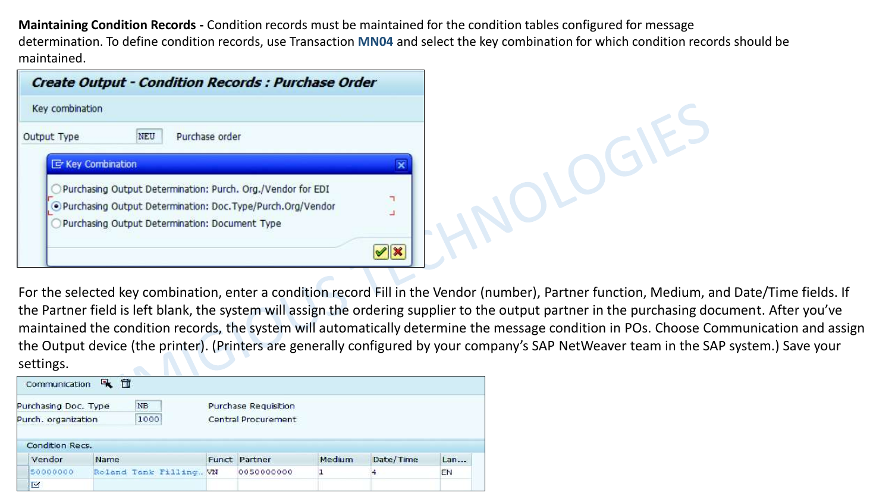**Maintaining Condition Records -** Condition records must be maintained for the condition tables configured for message determination. To define condition records, use Transaction **MN04** and select the key combination for which condition records should be maintained.

**Create Output - Condition Records : Purchase Order**

Key combination

Output Type: NEU — Purchase order

Key Combination

- ○ Purchasing Output Determination: Purch. Org./Vendor for EDI
- ◉ Purchasing Output Determination: Doc.Type/Purch.Org/Vendor
- ○ Purchasing Output Determination: Document Type

For the selected key combination, enter a condition record Fill in the Vendor (number), Partner function, Medium, and Date/Time fields. If the Partner field is left blank, the system will assign the ordering supplier to the output partner in the purchasing document. After you've maintained the condition records, the system will automatically determine the message condition in POs. Choose Communication and assign the Output device (the printer). (Printers are generally configured by your company's SAP NetWeaver team in the SAP system.) Save your settings.

Communication

Purchasing Doc. Type: NB — Purchase Requisition

Purch. organization: 1000 — Central Procurement

Condition Recs.

| Vendor | Name | Funct | Partner | Medium | Date/Time | Lan... |
| --- | --- | --- | --- | --- | --- | --- |
| 50000000 | Roland Tank Filling... | VN | 0050000000 | 1 | 4 | EN |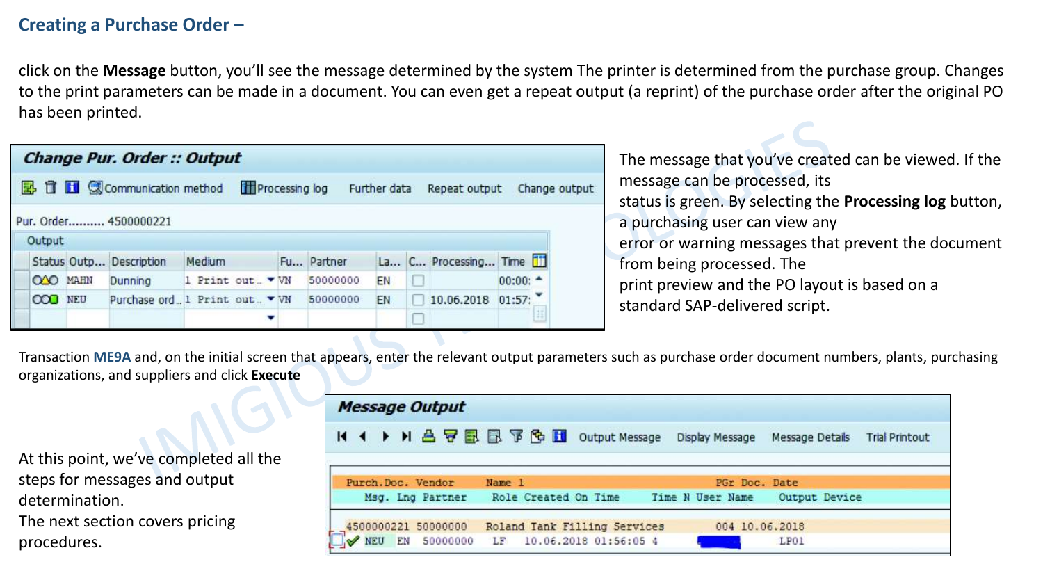## Creating a Purchase Order –

click on the **Message** button, you'll see the message determined by the system The printer is determined from the purchase group. Changes to the print parameters can be made in a document. You can even get a repeat output (a reprint) of the purchase order after the original PO has been printed.

**Change Pur. Order :: Output**

Communication method | Processing log | Further data | Repeat output | Change output

Pur. Order.......... 4500000221

Output

| Status | Outp... | Description | Medium | Fu... | Partner | La... | C... | Processing... | Time |
|---|---|---|---|---|---|---|---|---|---|
| | MAHN | Dunning | 1 Print out... | VN | 50000000 | EN | | | 00:00: |
| | NEU | Purchase ord... | 1 Print out... | VN | 50000000 | EN | | 10.06.2018 | 01:57: |

The message that you've created can be viewed. If the message can be processed, its status is green. By selecting the **Processing log** button, a purchasing user can view any error or warning messages that prevent the document from being processed. The print preview and the PO layout is based on a standard SAP-delivered script.

Transaction **ME9A** and, on the initial screen that appears, enter the relevant output parameters such as purchase order document numbers, plants, purchasing organizations, and suppliers and click **Execute**

**Message Output**

Output Message | Display Message | Message Details | Trial Printout

```
Purch.Doc. Vendor      Name 1                        PGr Doc. Date
   Msg. Lng Partner    Role Created On Time    Time N User Name    Output Device

4500000221 50000000    Roland Tank Filling Services  004 10.06.2018
   NEU  EN  50000000   LF   10.06.2018 01:56:05 4                   LP01
```

At this point, we've completed all the steps for messages and output determination.

The next section covers pricing procedures.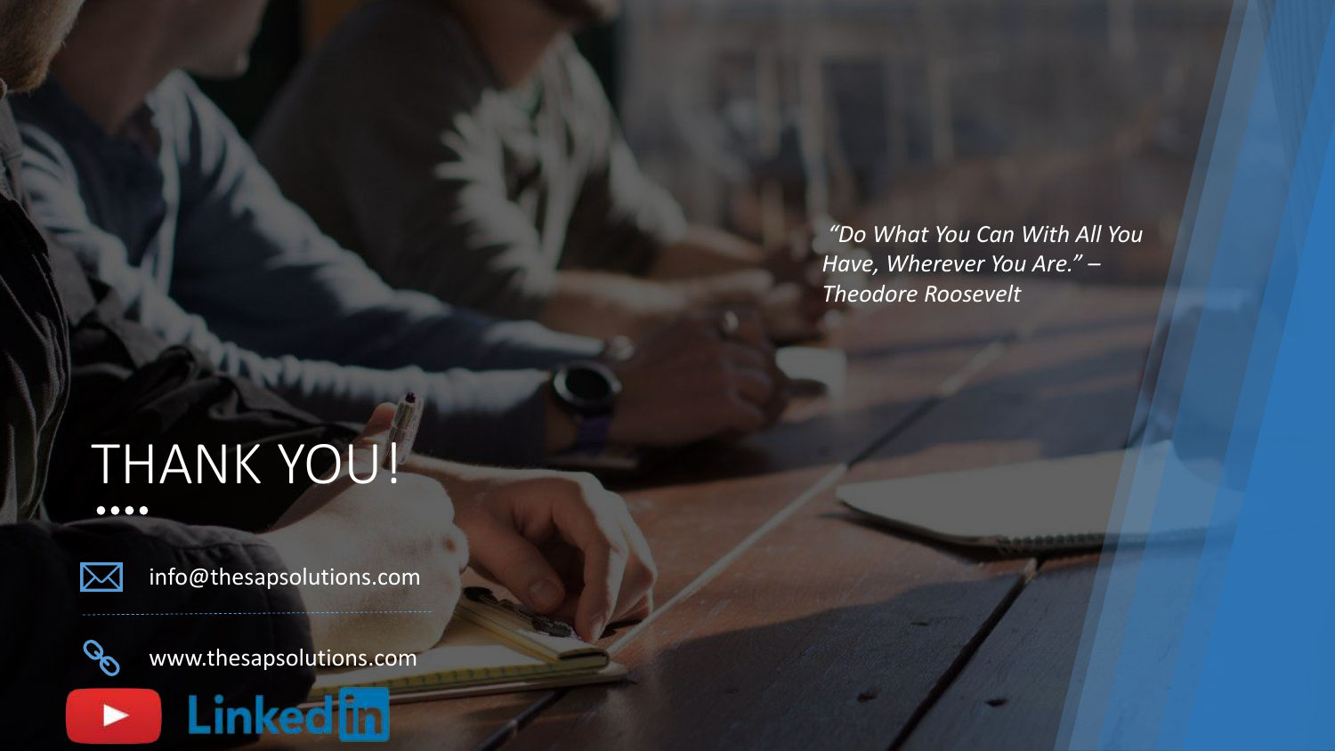*“Do What You Can With All You Have, Wherever You Are.” – Theodore Roosevelt*

# THANK YOU!

info@thesapsolutions.com

www.thesapsolutions.com